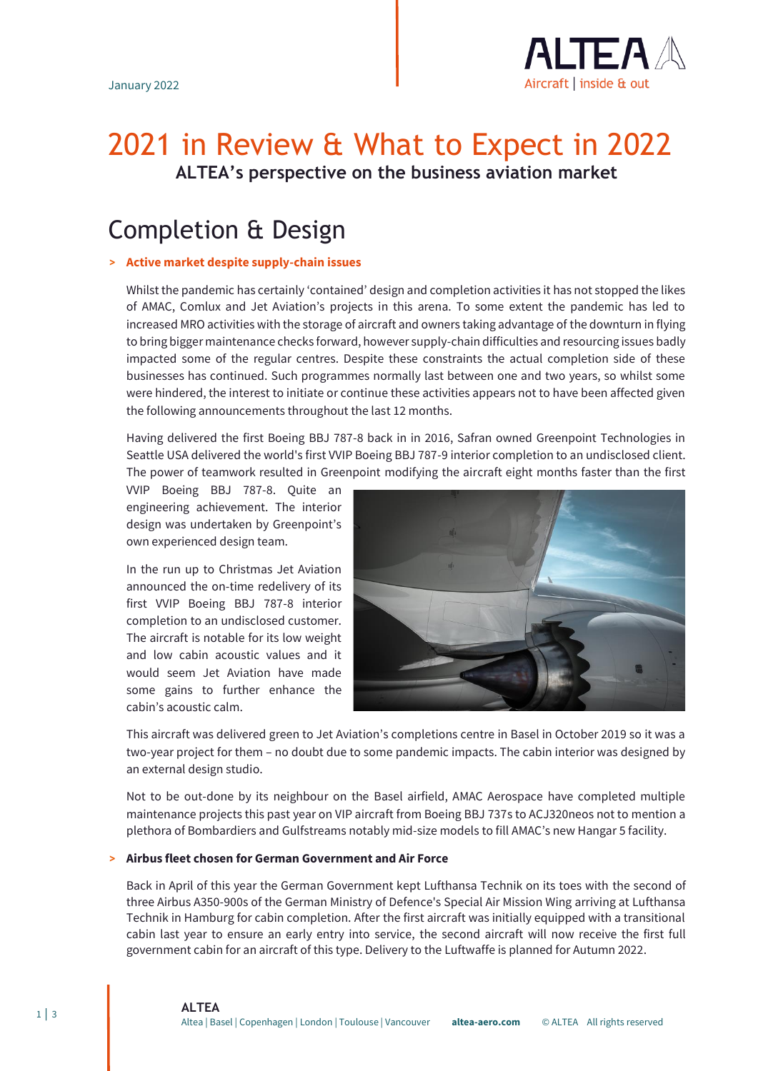January 2022

# 2021 in Review & What to Expect in 2022

**ALTEA's perspective on the business aviation market**

## Completion & Design

### > Active market despite supply-chain issues

Whilst the pandemic has certainly 'contained' design and completion activities it has not stopped the likes of AMAC, Comlux and Jet Aviation's projects in this arena. To some extent the pandemic has led to increased MRO activities with the storage of aircraft and owners taking advantage of the downturn in flying to bring bigger maintenance checks forward, however supply-chain difficulties and resourcing issues badly impacted some of the regular centres. Despite these constraints the actual completion side of these businesses has continued. Such programmes normally last between one and two years, so whilst some were hindered, the interest to initiate or continue these activities appears not to have been affected given the following announcements throughout the last 12 months.

Having delivered the first Boeing BBJ 787-8 back in in 2016, Safran owned Greenpoint Technologies in Seattle USA delivered the world's first VVIP Boeing BBJ 787-9 interior completion to an undisclosed client. The power of teamwork resulted in Greenpoint modifying the aircraft eight months faster than the first VVIP Boeing BBJ 787-8. Quite an engineering achievement. The interior design was undertaken by Greenpoint's own experienced design team.

In the run up to Christmas Jet Aviation announced the on-time redelivery of its first VVIP Boeing BBJ 787-8 interior completion to an undisclosed customer. The aircraft is notable for its low weight and low cabin acoustic values and it would seem Jet Aviation have made some gains to further enhance the cabin's acoustic calm.

This aircraft was delivered green to Jet Aviation's completions centre in Basel in October 2019 so it was a two-year project for them – no doubt due to some pandemic impacts. The cabin interior was designed by an external design studio.

Not to be out-done by its neighbour on the Basel airfield, AMAC Aerospace have completed multiple maintenance projects this past year on VIP aircraft from Boeing BBJ 737s to ACJ320neos not to mention a plethora of Bombardiers and Gulfstreams notably mid-size models to fill AMAC's new Hangar 5 facility.

### > Airbus fleet chosen for German Government and Air Force

Back in April of this year the German Government kept Lufthansa Technik on its toes with the second of three Airbus A350-900s of the German Ministry of Defence's Special Air Mission Wing arriving at Lufthansa Technik in Hamburg for cabin completion. After the first aircraft was initially equipped with a transitional cabin last year to ensure an early entry into service, the second aircraft will now receive the first full government cabin for an aircraft of this type. Delivery to the Luftwaffe is planned for Autumn 2022.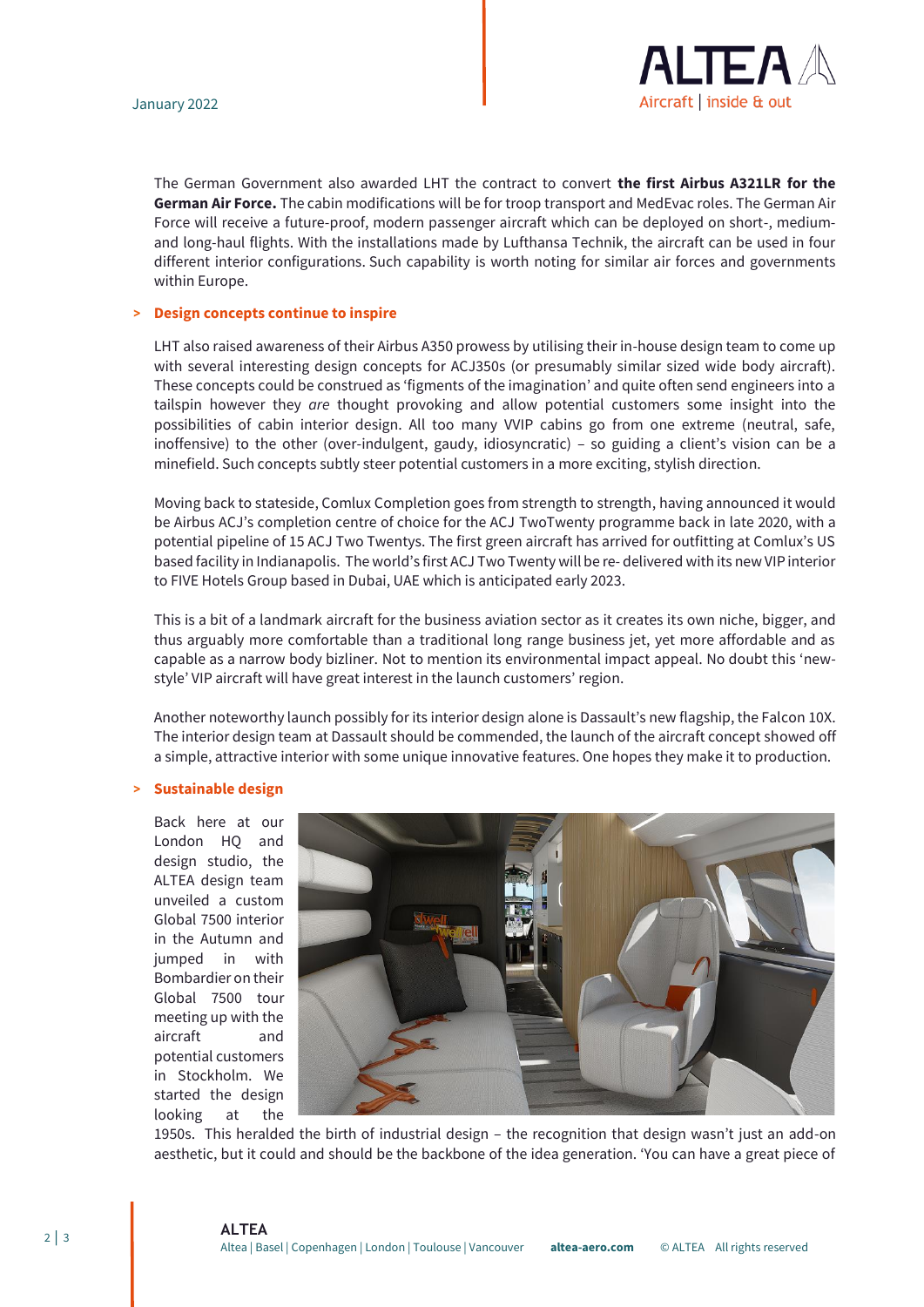The German Government also awarded LHT the contract to convert **the first Airbus A321LR for the German Air Force.** The cabin modifications will be for troop transport and MedEvac roles. The German Air Force will receive a future-proof, modern passenger aircraft which can be deployed on short-, medium- and long-haul flights. With the installations made by Lufthansa Technik, the aircraft can be used in four different interior configurations. Such capability is worth noting for similar air forces and governments within Europe.

## > Design concepts continue to inspire

LHT also raised awareness of their Airbus A350 prowess by utilising their in-house design team to come up with several interesting design concepts for ACJ350s (or presumably similar sized wide body aircraft). These concepts could be construed as 'figments of the imagination' and quite often send engineers into a tailspin however they *are* thought provoking and allow potential customers some insight into the possibilities of cabin interior design. All too many VVIP cabins go from one extreme (neutral, safe, inoffensive) to the other (over-indulgent, gaudy, idiosyncratic) – so guiding a client's vision can be a minefield. Such concepts subtly steer potential customers in a more exciting, stylish direction.

Moving back to stateside, Comlux Completion goes from strength to strength, having announced it would be Airbus ACJ's completion centre of choice for the ACJ TwoTwenty programme back in late 2020, with a potential pipeline of 15 ACJ Two Twentys. The first green aircraft has arrived for outfitting at Comlux's US based facility in Indianapolis. The world's first ACJ Two Twenty will be re- delivered with its new VIP interior to FIVE Hotels Group based in Dubai, UAE which is anticipated early 2023.

This is a bit of a landmark aircraft for the business aviation sector as it creates its own niche, bigger, and thus arguably more comfortable than a traditional long range business jet, yet more affordable and as capable as a narrow body bizliner. Not to mention its environmental impact appeal. No doubt this 'new-style' VIP aircraft will have great interest in the launch customers' region.

Another noteworthy launch possibly for its interior design alone is Dassault's new flagship, the Falcon 10X. The interior design team at Dassault should be commended, the launch of the aircraft concept showed off a simple, attractive interior with some unique innovative features. One hopes they make it to production.

## > Sustainable design

Back here at our London HQ and design studio, the ALTEA design team unveiled a custom Global 7500 interior in the Autumn and jumped in with Bombardier on their Global 7500 tour meeting up with the aircraft and potential customers in Stockholm. We started the design looking at the 1950s. This heralded the birth of industrial design – the recognition that design wasn't just an add-on aesthetic, but it could and should be the backbone of the idea generation. 'You can have a great piece of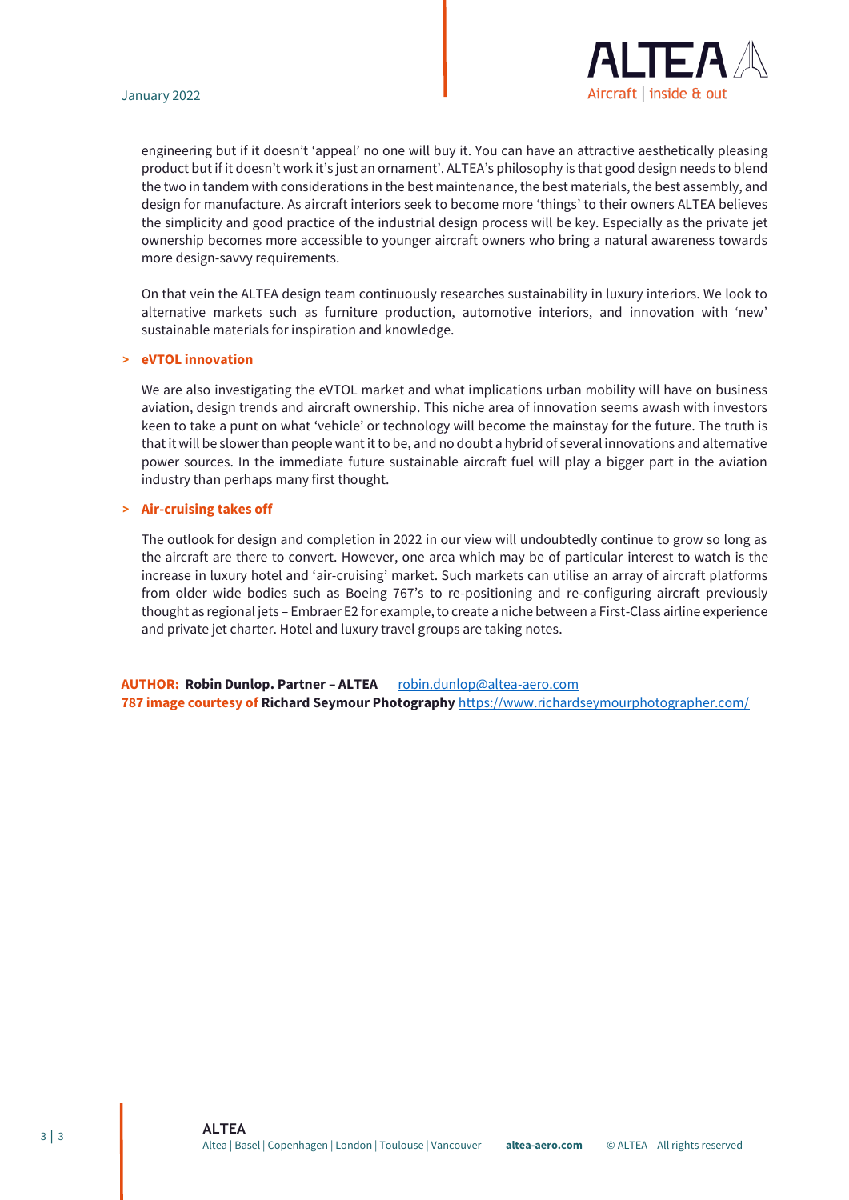engineering but if it doesn't 'appeal' no one will buy it. You can have an attractive aesthetically pleasing product but if it doesn't work it's just an ornament'. ALTEA's philosophy is that good design needs to blend the two in tandem with considerations in the best maintenance, the best materials, the best assembly, and design for manufacture. As aircraft interiors seek to become more 'things' to their owners ALTEA believes the simplicity and good practice of the industrial design process will be key. Especially as the private jet ownership becomes more accessible to younger aircraft owners who bring a natural awareness towards more design-savvy requirements.

On that vein the ALTEA design team continuously researches sustainability in luxury interiors. We look to alternative markets such as furniture production, automotive interiors, and innovation with 'new' sustainable materials for inspiration and knowledge.

### > eVTOL innovation

We are also investigating the eVTOL market and what implications urban mobility will have on business aviation, design trends and aircraft ownership. This niche area of innovation seems awash with investors keen to take a punt on what 'vehicle' or technology will become the mainstay for the future. The truth is that it will be slower than people want it to be, and no doubt a hybrid of several innovations and alternative power sources. In the immediate future sustainable aircraft fuel will play a bigger part in the aviation industry than perhaps many first thought.

### > Air-cruising takes off

The outlook for design and completion in 2022 in our view will undoubtedly continue to grow so long as the aircraft are there to convert. However, one area which may be of particular interest to watch is the increase in luxury hotel and 'air-cruising' market. Such markets can utilise an array of aircraft platforms from older wide bodies such as Boeing 767's to re-positioning and re-configuring aircraft previously thought as regional jets – Embraer E2 for example, to create a niche between a First-Class airline experience and private jet charter. Hotel and luxury travel groups are taking notes.

**AUTHOR: Robin Dunlop. Partner – ALTEA** robin.dunlop@altea-aero.com
**787 image courtesy of Richard Seymour Photography** https://www.richardseymourphotographer.com/